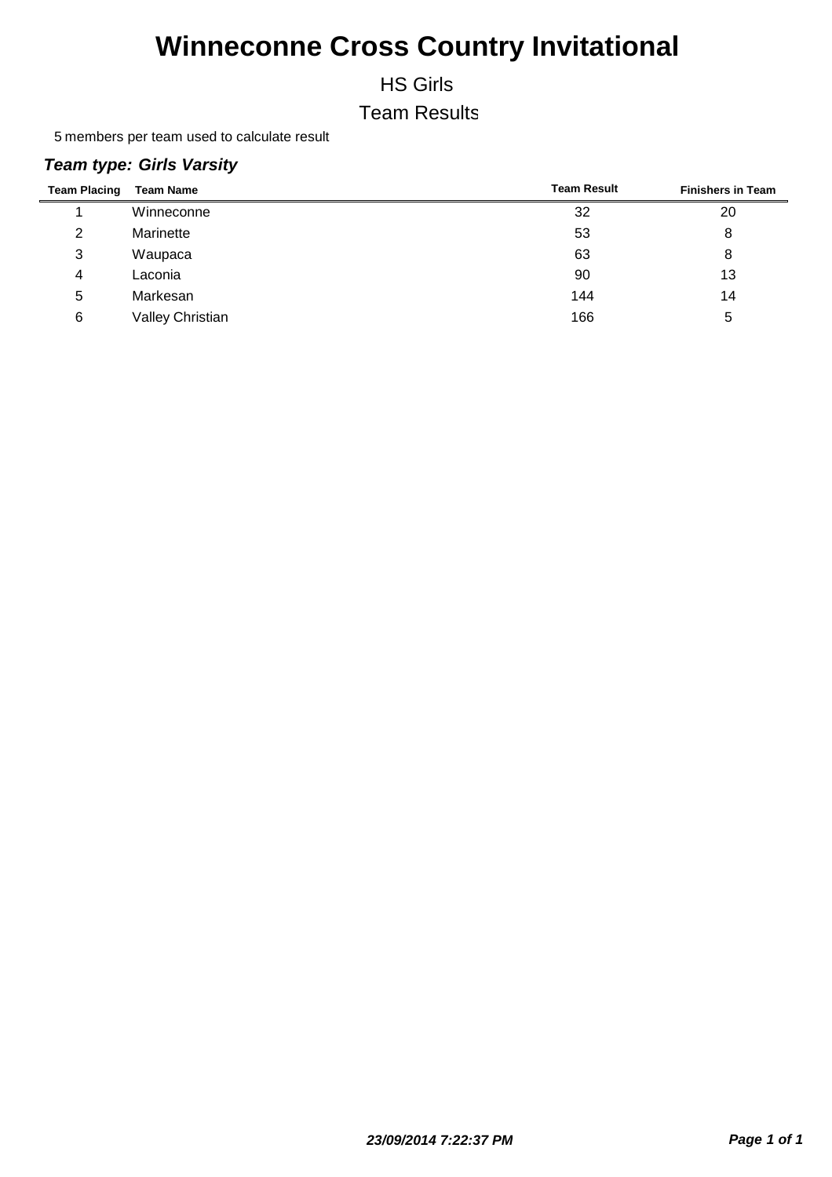# Winneconne Cross Country Invitational

## HS Girls

## Team Results

5 members per team used to calculate result

### *Team type: Girls Varsity*

| Team Placing | Team Name | Team Result | Finishers in Team |
|---|---|---|---|
| 1 | Winneconne | 32 | 20 |
| 2 | Marinette | 53 | 8 |
| 3 | Waupaca | 63 | 8 |
| 4 | Laconia | 90 | 13 |
| 5 | Markesan | 144 | 14 |
| 6 | Valley Christian | 166 | 5 |

***23/09/2014 7:22:37 PM***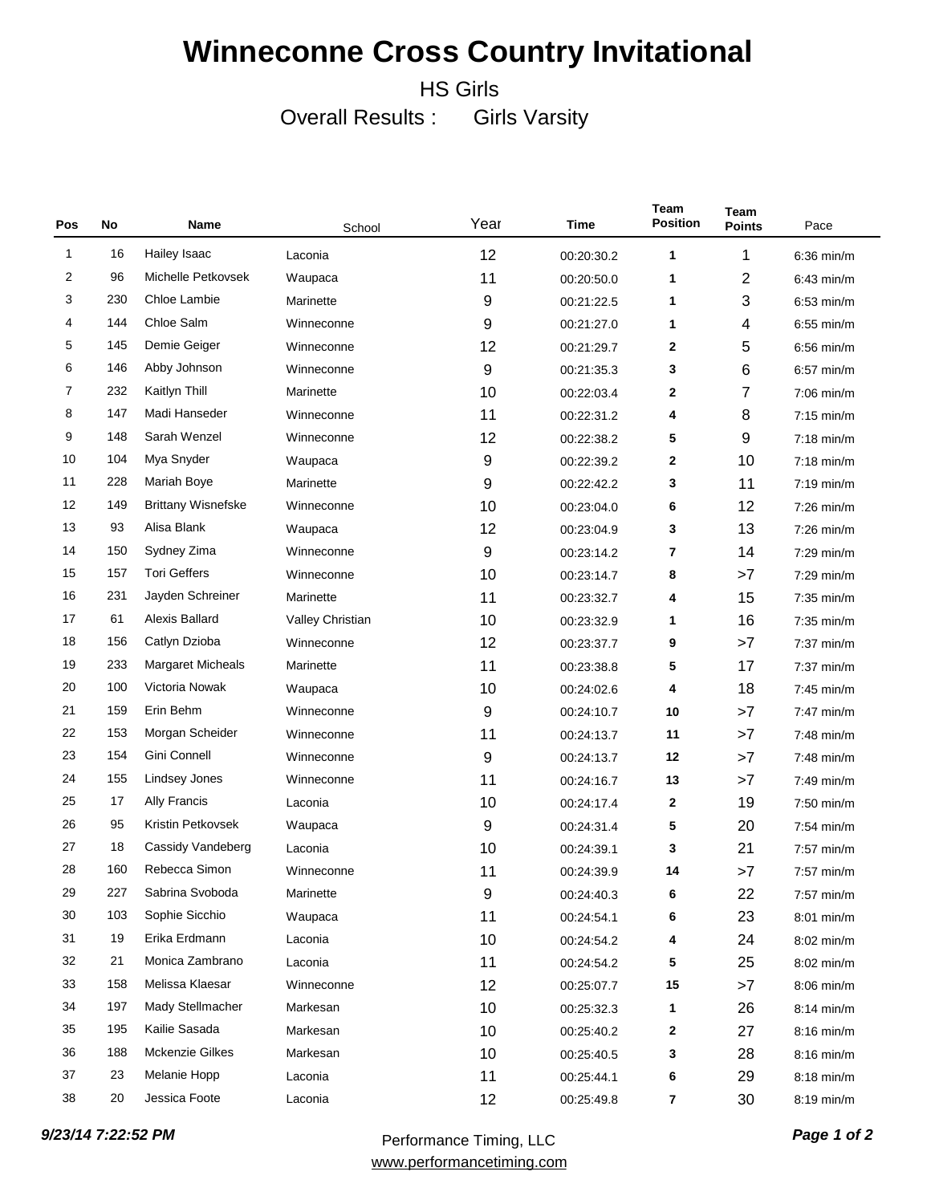# Winneconne Cross Country Invitational

HS Girls

Overall Results : Girls Varsity

| Pos | No | Name | School | Year | Time | Team Position | Team Points | Pace |
|---|---|---|---|---|---|---|---|---|
| 1 | 16 | Hailey Isaac | Laconia | 12 | 00:20:30.2 | 1 | 1 | 6:36 min/m |
| 2 | 96 | Michelle Petkovsek | Waupaca | 11 | 00:20:50.0 | 1 | 2 | 6:43 min/m |
| 3 | 230 | Chloe Lambie | Marinette | 9 | 00:21:22.5 | 1 | 3 | 6:53 min/m |
| 4 | 144 | Chloe Salm | Winneconne | 9 | 00:21:27.0 | 1 | 4 | 6:55 min/m |
| 5 | 145 | Demie Geiger | Winneconne | 12 | 00:21:29.7 | 2 | 5 | 6:56 min/m |
| 6 | 146 | Abby Johnson | Winneconne | 9 | 00:21:35.3 | 3 | 6 | 6:57 min/m |
| 7 | 232 | Kaitlyn Thill | Marinette | 10 | 00:22:03.4 | 2 | 7 | 7:06 min/m |
| 8 | 147 | Madi Hanseder | Winneconne | 11 | 00:22:31.2 | 4 | 8 | 7:15 min/m |
| 9 | 148 | Sarah Wenzel | Winneconne | 12 | 00:22:38.2 | 5 | 9 | 7:18 min/m |
| 10 | 104 | Mya Snyder | Waupaca | 9 | 00:22:39.2 | 2 | 10 | 7:18 min/m |
| 11 | 228 | Mariah Boye | Marinette | 9 | 00:22:42.2 | 3 | 11 | 7:19 min/m |
| 12 | 149 | Brittany Wisnefske | Winneconne | 10 | 00:23:04.0 | 6 | 12 | 7:26 min/m |
| 13 | 93 | Alisa Blank | Waupaca | 12 | 00:23:04.9 | 3 | 13 | 7:26 min/m |
| 14 | 150 | Sydney Zima | Winneconne | 9 | 00:23:14.2 | 7 | 14 | 7:29 min/m |
| 15 | 157 | Tori Geffers | Winneconne | 10 | 00:23:14.7 | 8 | >7 | 7:29 min/m |
| 16 | 231 | Jayden Schreiner | Marinette | 11 | 00:23:32.7 | 4 | 15 | 7:35 min/m |
| 17 | 61 | Alexis Ballard | Valley Christian | 10 | 00:23:32.9 | 1 | 16 | 7:35 min/m |
| 18 | 156 | Catlyn Dzioba | Winneconne | 12 | 00:23:37.7 | 9 | >7 | 7:37 min/m |
| 19 | 233 | Margaret Micheals | Marinette | 11 | 00:23:38.8 | 5 | 17 | 7:37 min/m |
| 20 | 100 | Victoria Nowak | Waupaca | 10 | 00:24:02.6 | 4 | 18 | 7:45 min/m |
| 21 | 159 | Erin Behm | Winneconne | 9 | 00:24:10.7 | 10 | >7 | 7:47 min/m |
| 22 | 153 | Morgan Scheider | Winneconne | 11 | 00:24:13.7 | 11 | >7 | 7:48 min/m |
| 23 | 154 | Gini Connell | Winneconne | 9 | 00:24:13.7 | 12 | >7 | 7:48 min/m |
| 24 | 155 | Lindsey Jones | Winneconne | 11 | 00:24:16.7 | 13 | >7 | 7:49 min/m |
| 25 | 17 | Ally Francis | Laconia | 10 | 00:24:17.4 | 2 | 19 | 7:50 min/m |
| 26 | 95 | Kristin Petkovsek | Waupaca | 9 | 00:24:31.4 | 5 | 20 | 7:54 min/m |
| 27 | 18 | Cassidy Vandeberg | Laconia | 10 | 00:24:39.1 | 3 | 21 | 7:57 min/m |
| 28 | 160 | Rebecca Simon | Winneconne | 11 | 00:24:39.9 | 14 | >7 | 7:57 min/m |
| 29 | 227 | Sabrina Svoboda | Marinette | 9 | 00:24:40.3 | 6 | 22 | 7:57 min/m |
| 30 | 103 | Sophie Sicchio | Waupaca | 11 | 00:24:54.1 | 6 | 23 | 8:01 min/m |
| 31 | 19 | Erika Erdmann | Laconia | 10 | 00:24:54.2 | 4 | 24 | 8:02 min/m |
| 32 | 21 | Monica Zambrano | Laconia | 11 | 00:24:54.2 | 5 | 25 | 8:02 min/m |
| 33 | 158 | Melissa Klaesar | Winneconne | 12 | 00:25:07.7 | 15 | >7 | 8:06 min/m |
| 34 | 197 | Mady Stellmacher | Markesan | 10 | 00:25:32.3 | 1 | 26 | 8:14 min/m |
| 35 | 195 | Kailie Sasada | Markesan | 10 | 00:25:40.2 | 2 | 27 | 8:16 min/m |
| 36 | 188 | Mckenzie Gilkes | Markesan | 10 | 00:25:40.5 | 3 | 28 | 8:16 min/m |
| 37 | 23 | Melanie Hopp | Laconia | 11 | 00:25:44.1 | 6 | 29 | 8:18 min/m |
| 38 | 20 | Jessica Foote | Laconia | 12 | 00:25:49.8 | 7 | 30 | 8:19 min/m |

*9/23/14 7:22:52 PM*

Performance Timing, LLC
www.performancetiming.com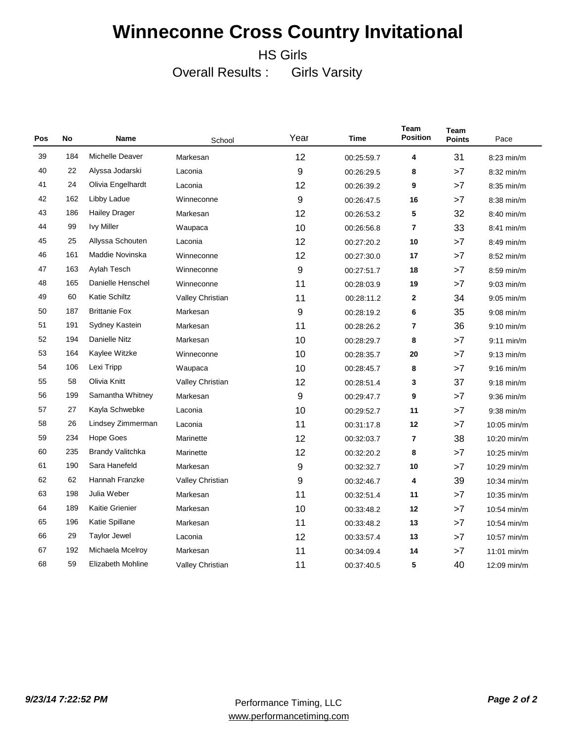# Winneconne Cross Country Invitational

HS Girls

Overall Results : Girls Varsity

| Pos | No | Name | School | Year | Time | Team Position | Team Points | Pace |
|---|---|---|---|---|---|---|---|---|
| 39 | 184 | Michelle Deaver | Markesan | 12 | 00:25:59.7 | 4 | 31 | 8:23 min/m |
| 40 | 22 | Alyssa Jodarski | Laconia | 9 | 00:26:29.5 | 8 | >7 | 8:32 min/m |
| 41 | 24 | Olivia Engelhardt | Laconia | 12 | 00:26:39.2 | 9 | >7 | 8:35 min/m |
| 42 | 162 | Libby Ladue | Winneconne | 9 | 00:26:47.5 | 16 | >7 | 8:38 min/m |
| 43 | 186 | Hailey Drager | Markesan | 12 | 00:26:53.2 | 5 | 32 | 8:40 min/m |
| 44 | 99 | Ivy Miller | Waupaca | 10 | 00:26:56.8 | 7 | 33 | 8:41 min/m |
| 45 | 25 | Allyssa Schouten | Laconia | 12 | 00:27:20.2 | 10 | >7 | 8:49 min/m |
| 46 | 161 | Maddie Novinska | Winneconne | 12 | 00:27:30.0 | 17 | >7 | 8:52 min/m |
| 47 | 163 | Aylah Tesch | Winneconne | 9 | 00:27:51.7 | 18 | >7 | 8:59 min/m |
| 48 | 165 | Danielle Henschel | Winneconne | 11 | 00:28:03.9 | 19 | >7 | 9:03 min/m |
| 49 | 60 | Katie Schiltz | Valley Christian | 11 | 00:28:11.2 | 2 | 34 | 9:05 min/m |
| 50 | 187 | Brittanie Fox | Markesan | 9 | 00:28:19.2 | 6 | 35 | 9:08 min/m |
| 51 | 191 | Sydney Kastein | Markesan | 11 | 00:28:26.2 | 7 | 36 | 9:10 min/m |
| 52 | 194 | Danielle Nitz | Markesan | 10 | 00:28:29.7 | 8 | >7 | 9:11 min/m |
| 53 | 164 | Kaylee Witzke | Winneconne | 10 | 00:28:35.7 | 20 | >7 | 9:13 min/m |
| 54 | 106 | Lexi Tripp | Waupaca | 10 | 00:28:45.7 | 8 | >7 | 9:16 min/m |
| 55 | 58 | Olivia Knitt | Valley Christian | 12 | 00:28:51.4 | 3 | 37 | 9:18 min/m |
| 56 | 199 | Samantha Whitney | Markesan | 9 | 00:29:47.7 | 9 | >7 | 9:36 min/m |
| 57 | 27 | Kayla Schwebke | Laconia | 10 | 00:29:52.7 | 11 | >7 | 9:38 min/m |
| 58 | 26 | Lindsey Zimmerman | Laconia | 11 | 00:31:17.8 | 12 | >7 | 10:05 min/m |
| 59 | 234 | Hope Goes | Marinette | 12 | 00:32:03.7 | 7 | 38 | 10:20 min/m |
| 60 | 235 | Brandy Valitchka | Marinette | 12 | 00:32:20.2 | 8 | >7 | 10:25 min/m |
| 61 | 190 | Sara Hanefeld | Markesan | 9 | 00:32:32.7 | 10 | >7 | 10:29 min/m |
| 62 | 62 | Hannah Franzke | Valley Christian | 9 | 00:32:46.7 | 4 | 39 | 10:34 min/m |
| 63 | 198 | Julia Weber | Markesan | 11 | 00:32:51.4 | 11 | >7 | 10:35 min/m |
| 64 | 189 | Kaitie Grienier | Markesan | 10 | 00:33:48.2 | 12 | >7 | 10:54 min/m |
| 65 | 196 | Katie Spillane | Markesan | 11 | 00:33:48.2 | 13 | >7 | 10:54 min/m |
| 66 | 29 | Taylor Jewel | Laconia | 12 | 00:33:57.4 | 13 | >7 | 10:57 min/m |
| 67 | 192 | Michaela Mcelroy | Markesan | 11 | 00:34:09.4 | 14 | >7 | 11:01 min/m |
| 68 | 59 | Elizabeth Mohline | Valley Christian | 11 | 00:37:40.5 | 5 | 40 | 12:09 min/m |

*9/23/14 7:22:52 PM*

Performance Timing, LLC
www.performancetiming.com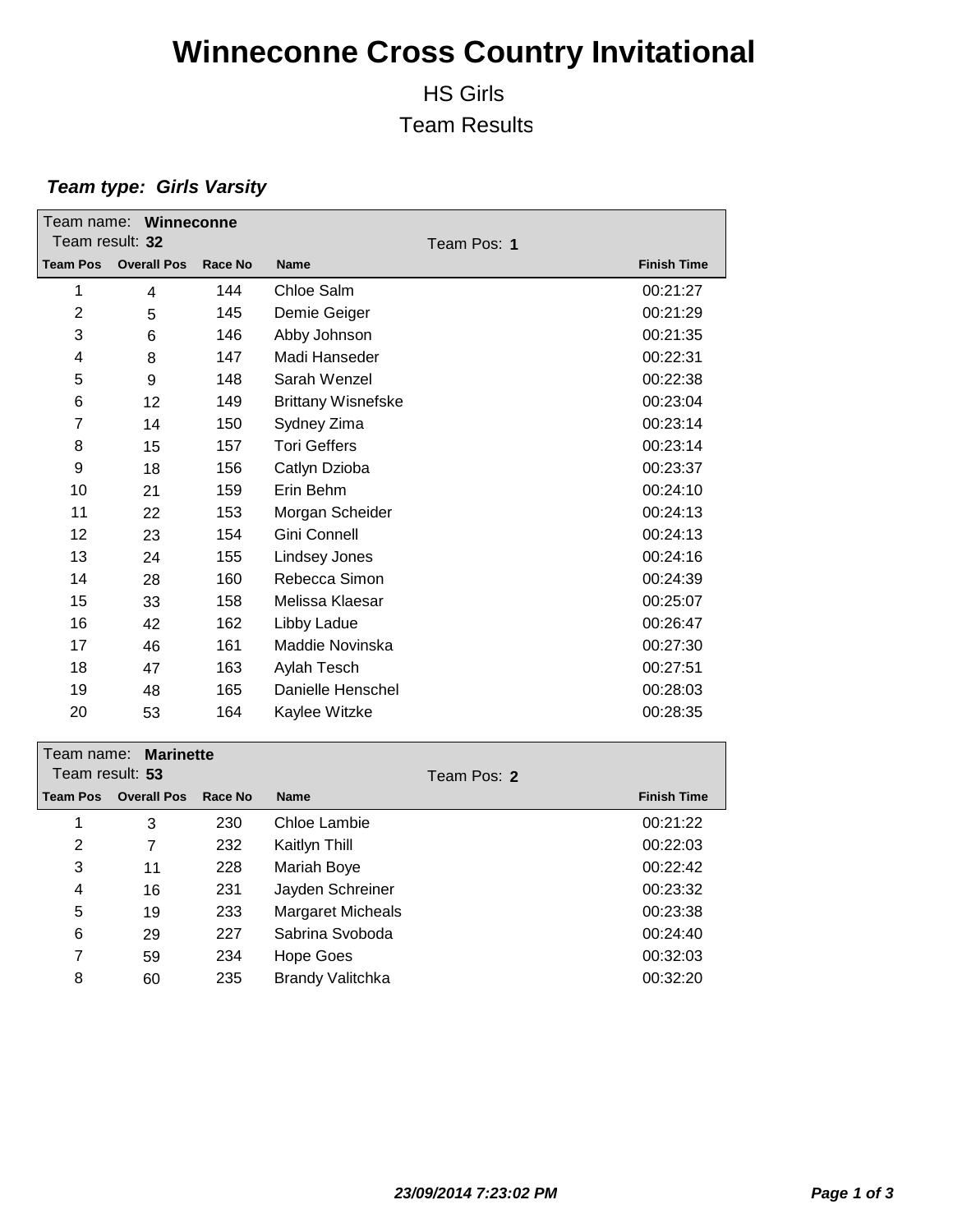# Winneconne Cross Country Invitational

## HS Girls

## Team Results

***Team type: Girls Varsity***

Team name: **Winneconne**
Team result: **32**
Team Pos: **1**

| Team Pos | Overall Pos | Race No | Name | Finish Time |
|---|---|---|---|---|
| 1 | 4 | 144 | Chloe Salm | 00:21:27 |
| 2 | 5 | 145 | Demie Geiger | 00:21:29 |
| 3 | 6 | 146 | Abby Johnson | 00:21:35 |
| 4 | 8 | 147 | Madi Hanseder | 00:22:31 |
| 5 | 9 | 148 | Sarah Wenzel | 00:22:38 |
| 6 | 12 | 149 | Brittany Wisnefske | 00:23:04 |
| 7 | 14 | 150 | Sydney Zima | 00:23:14 |
| 8 | 15 | 157 | Tori Geffers | 00:23:14 |
| 9 | 18 | 156 | Catlyn Dzioba | 00:23:37 |
| 10 | 21 | 159 | Erin Behm | 00:24:10 |
| 11 | 22 | 153 | Morgan Scheider | 00:24:13 |
| 12 | 23 | 154 | Gini Connell | 00:24:13 |
| 13 | 24 | 155 | Lindsey Jones | 00:24:16 |
| 14 | 28 | 160 | Rebecca Simon | 00:24:39 |
| 15 | 33 | 158 | Melissa Klaesar | 00:25:07 |
| 16 | 42 | 162 | Libby Ladue | 00:26:47 |
| 17 | 46 | 161 | Maddie Novinska | 00:27:30 |
| 18 | 47 | 163 | Aylah Tesch | 00:27:51 |
| 19 | 48 | 165 | Danielle Henschel | 00:28:03 |
| 20 | 53 | 164 | Kaylee Witzke | 00:28:35 |

Team name: **Marinette**
Team result: **53**
Team Pos: **2**

| Team Pos | Overall Pos | Race No | Name | Finish Time |
|---|---|---|---|---|
| 1 | 3 | 230 | Chloe Lambie | 00:21:22 |
| 2 | 7 | 232 | Kaitlyn Thill | 00:22:03 |
| 3 | 11 | 228 | Mariah Boye | 00:22:42 |
| 4 | 16 | 231 | Jayden Schreiner | 00:23:32 |
| 5 | 19 | 233 | Margaret Micheals | 00:23:38 |
| 6 | 29 | 227 | Sabrina Svoboda | 00:24:40 |
| 7 | 59 | 234 | Hope Goes | 00:32:03 |
| 8 | 60 | 235 | Brandy Valitchka | 00:32:20 |

***23/09/2014 7:23:02 PM***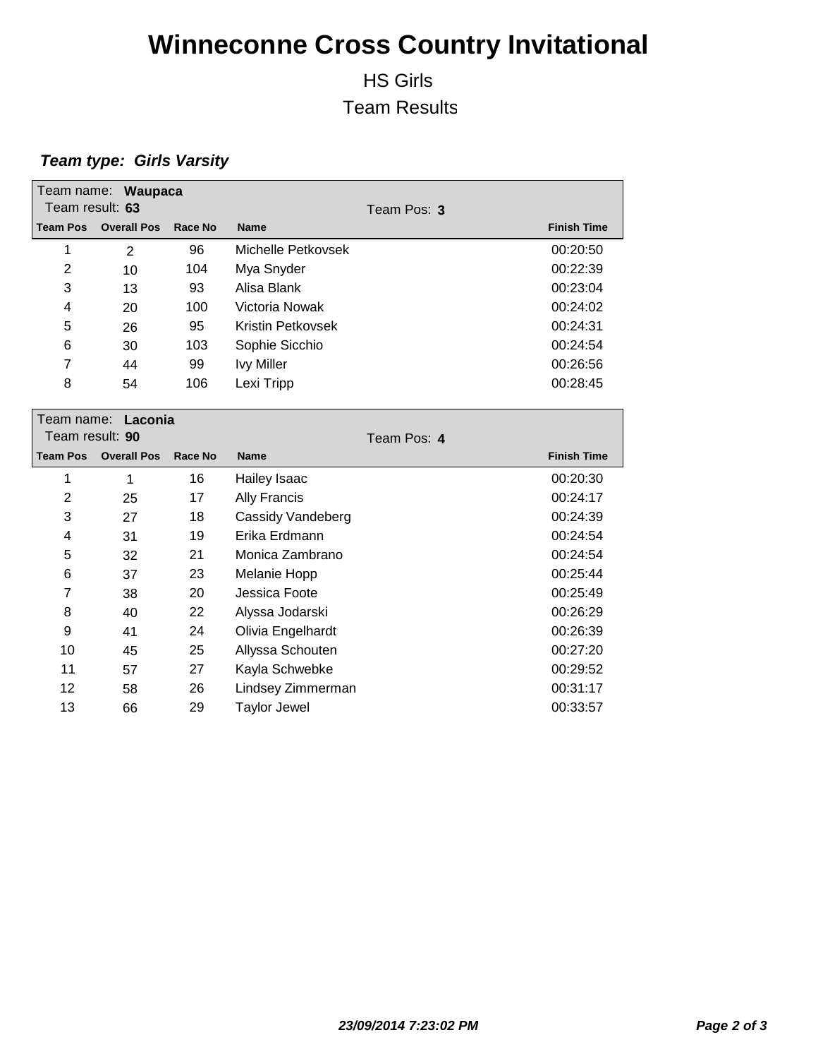# Winneconne Cross Country Invitational

HS Girls

Team Results

***Team type: Girls Varsity***

Team name: **Waupaca**
Team result: **63** Team Pos: **3**

| Team Pos | Overall Pos | Race No | Name | Finish Time |
|---|---|---|---|---|
| 1 | 2 | 96 | Michelle Petkovsek | 00:20:50 |
| 2 | 10 | 104 | Mya Snyder | 00:22:39 |
| 3 | 13 | 93 | Alisa Blank | 00:23:04 |
| 4 | 20 | 100 | Victoria Nowak | 00:24:02 |
| 5 | 26 | 95 | Kristin Petkovsek | 00:24:31 |
| 6 | 30 | 103 | Sophie Sicchio | 00:24:54 |
| 7 | 44 | 99 | Ivy Miller | 00:26:56 |
| 8 | 54 | 106 | Lexi Tripp | 00:28:45 |

Team name: **Laconia**
Team result: **90** Team Pos: **4**

| Team Pos | Overall Pos | Race No | Name | Finish Time |
|---|---|---|---|---|
| 1 | 1 | 16 | Hailey Isaac | 00:20:30 |
| 2 | 25 | 17 | Ally Francis | 00:24:17 |
| 3 | 27 | 18 | Cassidy Vandeberg | 00:24:39 |
| 4 | 31 | 19 | Erika Erdmann | 00:24:54 |
| 5 | 32 | 21 | Monica Zambrano | 00:24:54 |
| 6 | 37 | 23 | Melanie Hopp | 00:25:44 |
| 7 | 38 | 20 | Jessica Foote | 00:25:49 |
| 8 | 40 | 22 | Alyssa Jodarski | 00:26:29 |
| 9 | 41 | 24 | Olivia Engelhardt | 00:26:39 |
| 10 | 45 | 25 | Allyssa Schouten | 00:27:20 |
| 11 | 57 | 27 | Kayla Schwebke | 00:29:52 |
| 12 | 58 | 26 | Lindsey Zimmerman | 00:31:17 |
| 13 | 66 | 29 | Taylor Jewel | 00:33:57 |

***23/09/2014 7:23:02 PM***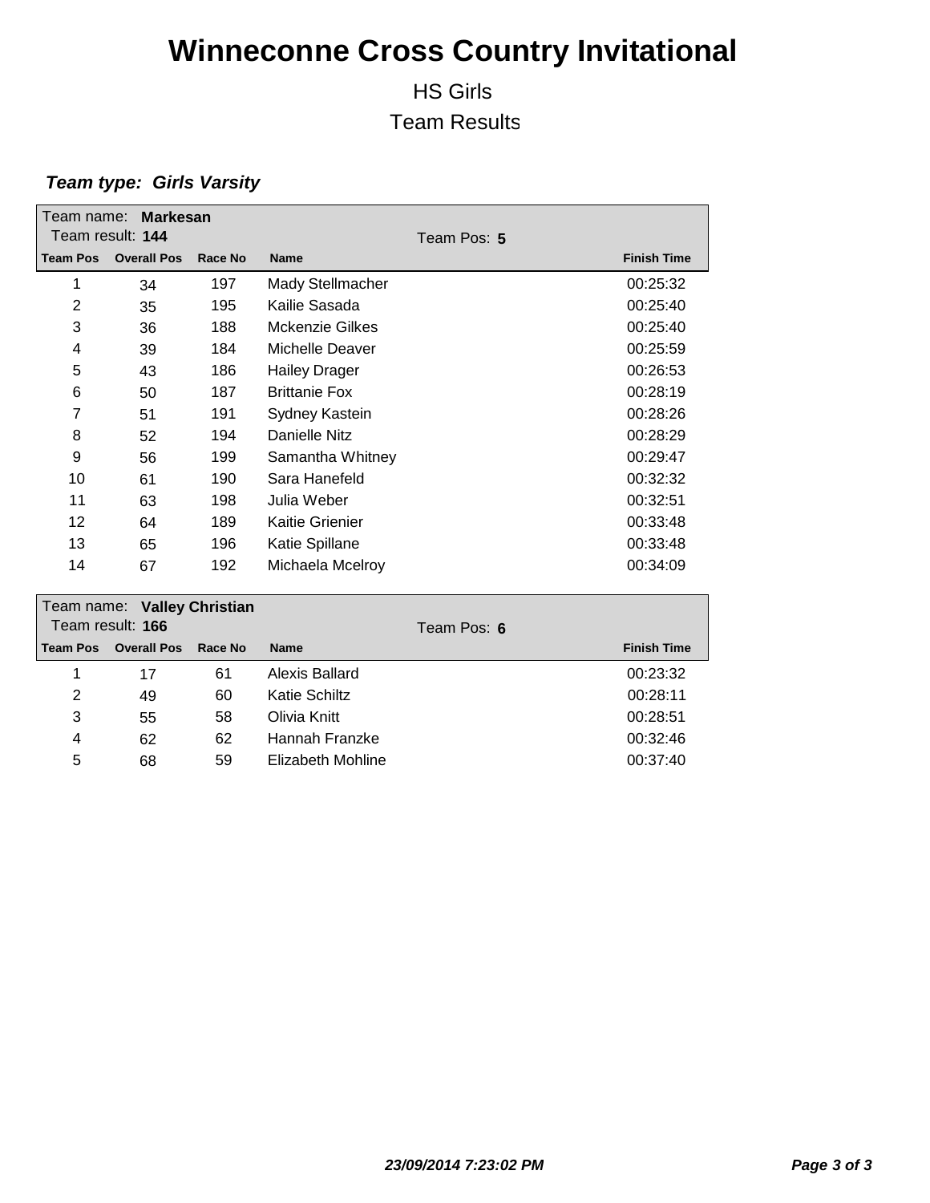# Winneconne Cross Country Invitational

HS Girls

Team Results

***Team type: Girls Varsity***

Team name: **Markesan**
Team result: **144** Team Pos: **5**

| Team Pos | Overall Pos | Race No | Name | Finish Time |
|---|---|---|---|---|
| 1 | 34 | 197 | Mady Stellmacher | 00:25:32 |
| 2 | 35 | 195 | Kailie Sasada | 00:25:40 |
| 3 | 36 | 188 | Mckenzie Gilkes | 00:25:40 |
| 4 | 39 | 184 | Michelle Deaver | 00:25:59 |
| 5 | 43 | 186 | Hailey Drager | 00:26:53 |
| 6 | 50 | 187 | Brittanie Fox | 00:28:19 |
| 7 | 51 | 191 | Sydney Kastein | 00:28:26 |
| 8 | 52 | 194 | Danielle Nitz | 00:28:29 |
| 9 | 56 | 199 | Samantha Whitney | 00:29:47 |
| 10 | 61 | 190 | Sara Hanefeld | 00:32:32 |
| 11 | 63 | 198 | Julia Weber | 00:32:51 |
| 12 | 64 | 189 | Kaitie Grienier | 00:33:48 |
| 13 | 65 | 196 | Katie Spillane | 00:33:48 |
| 14 | 67 | 192 | Michaela Mcelroy | 00:34:09 |

Team name: **Valley Christian**
Team result: **166** Team Pos: **6**

| Team Pos | Overall Pos | Race No | Name | Finish Time |
|---|---|---|---|---|
| 1 | 17 | 61 | Alexis Ballard | 00:23:32 |
| 2 | 49 | 60 | Katie Schiltz | 00:28:11 |
| 3 | 55 | 58 | Olivia Knitt | 00:28:51 |
| 4 | 62 | 62 | Hannah Franzke | 00:32:46 |
| 5 | 68 | 59 | Elizabeth Mohline | 00:37:40 |

***23/09/2014 7:23:02 PM***